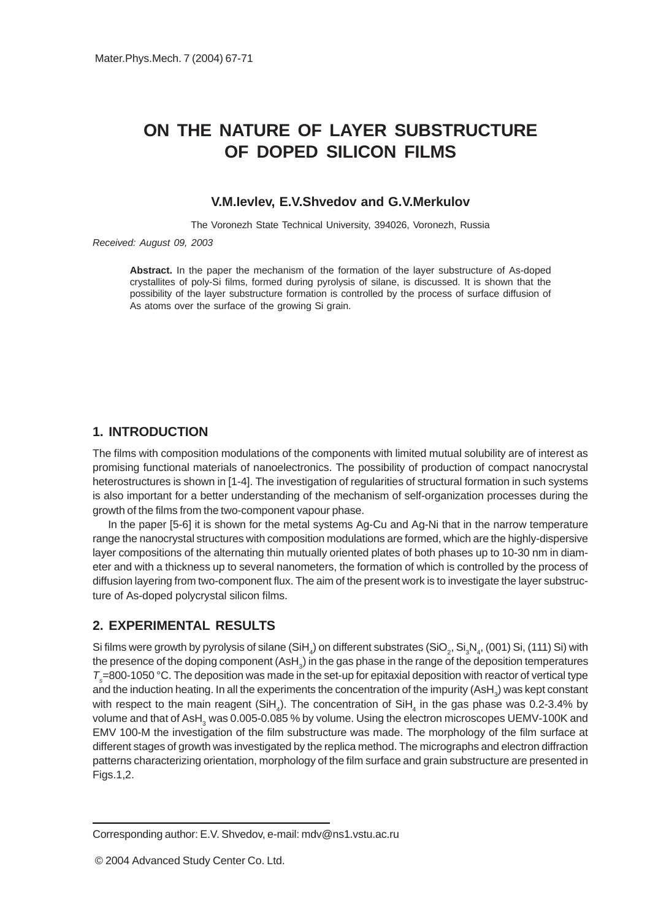# ON THE NATURE OF LAYER SUBSTRUCTURE OF DOPED SILICON FILMS

**V.M.Ievlev, E.V.Shvedov and G.V.Merkulov**

The Voronezh State Technical University, 394026, Voronezh, Russia

*Received: August 09, 2003*

**Abstract.** In the paper the mechanism of the formation of the layer substructure of As-doped crystallites of poly-Si films, formed during pyrolysis of silane, is discussed. It is shown that the possibility of the layer substructure formation is controlled by the process of surface diffusion of As atoms over the surface of the growing Si grain.

## 1. INTRODUCTION

The films with composition modulations of the components with limited mutual solubility are of interest as promising functional materials of nanoelectronics. The possibility of production of compact nanocrystal heterostructures is shown in [1-4]. The investigation of regularities of structural formation in such systems is also important for a better understanding of the mechanism of self-organization processes during the growth of the films from the two-component vapour phase.

In the paper [5-6] it is shown for the metal systems Ag-Cu and Ag-Ni that in the narrow temperature range the nanocrystal structures with composition modulations are formed, which are the highly-dispersive layer compositions of the alternating thin mutually oriented plates of both phases up to 10-30 nm in diameter and with a thickness up to several nanometers, the formation of which is controlled by the process of diffusion layering from two-component flux. The aim of the present work is to investigate the layer substructure of As-doped polycrystal silicon films.

## 2. EXPERIMENTAL RESULTS

Si films were growth by pyrolysis of silane ($SiH_4$) on different substrates ($SiO_2$, $Si_3N_4$, (001) Si, (111) Si) with the presence of the doping component ($AsH_3$) in the gas phase in the range of the deposition temperatures $T_s$=800-1050 °C. The deposition was made in the set-up for epitaxial deposition with reactor of vertical type and the induction heating. In all the experiments the concentration of the impurity ($AsH_3$) was kept constant with respect to the main reagent ($SiH_4$). The concentration of $SiH_4$ in the gas phase was 0.2-3.4% by volume and that of $AsH_3$ was 0.005-0.085 % by volume. Using the electron microscopes UEMV-100K and EMV 100-M the investigation of the film substructure was made. The morphology of the film surface at different stages of growth was investigated by the replica method. The micrographs and electron diffraction patterns characterizing orientation, morphology of the film surface and grain substructure are presented in Figs.1,2.

Corresponding author: E.V. Shvedov, e-mail: mdv@ns1.vstu.ac.ru

© 2004 Advanced Study Center Co. Ltd.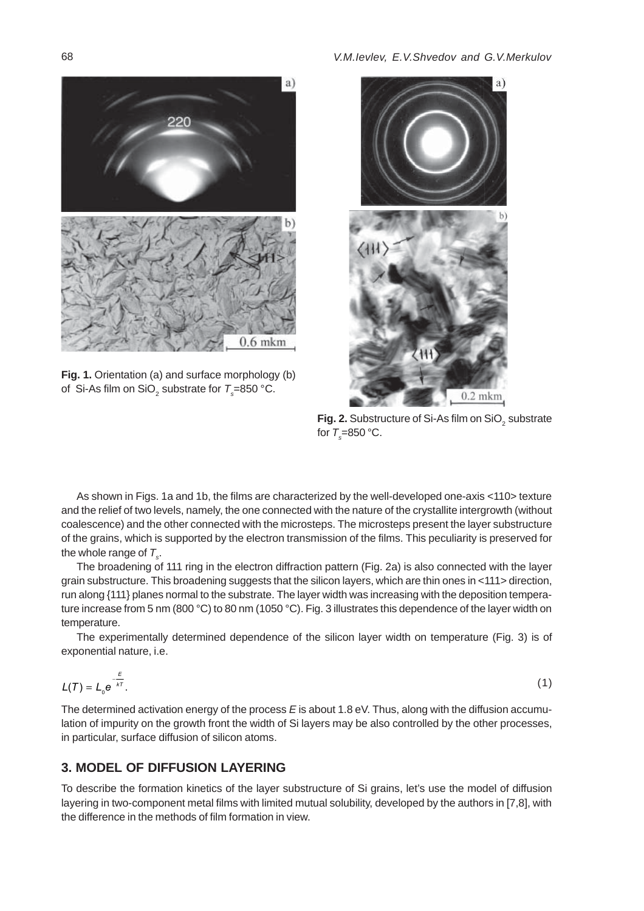**Fig. 1.** Orientation (a) and surface morphology (b) of Si-As film on $SiO_2$ substrate for $T_s$=850 °C.

**Fig. 2.** Substructure of Si-As film on $SiO_2$ substrate for $T_s$=850 °C.

As shown in Figs. 1a and 1b, the films are characterized by the well-developed one-axis <110> texture and the relief of two levels, namely, the one connected with the nature of the crystallite intergrowth (without coalescence) and the other connected with the microsteps. The microsteps present the layer substructure of the grains, which is supported by the electron transmission of the films. This peculiarity is preserved for the whole range of $T_s$.

The broadening of 111 ring in the electron diffraction pattern (Fig. 2a) is also connected with the layer grain substructure. This broadening suggests that the silicon layers, which are thin ones in <111> direction, run along {111} planes normal to the substrate. The layer width was increasing with the deposition temperature increase from 5 nm (800 °C) to 80 nm (1050 °C). Fig. 3 illustrates this dependence of the layer width on temperature.

The experimentally determined dependence of the silicon layer width on temperature (Fig. 3) is of exponential nature, i.e.

$$L(T) = L_0 e^{-\frac{E}{kT}}. \tag{1}$$

The determined activation energy of the process $E$ is about 1.8 eV. Thus, along with the diffusion accumulation of impurity on the growth front the width of Si layers may be also controlled by the other processes, in particular, surface diffusion of silicon atoms.

## 3. MODEL OF DIFFUSION LAYERING

To describe the formation kinetics of the layer substructure of Si grains, let's use the model of diffusion layering in two-component metal films with limited mutual solubility, developed by the authors in [7,8], with the difference in the methods of film formation in view.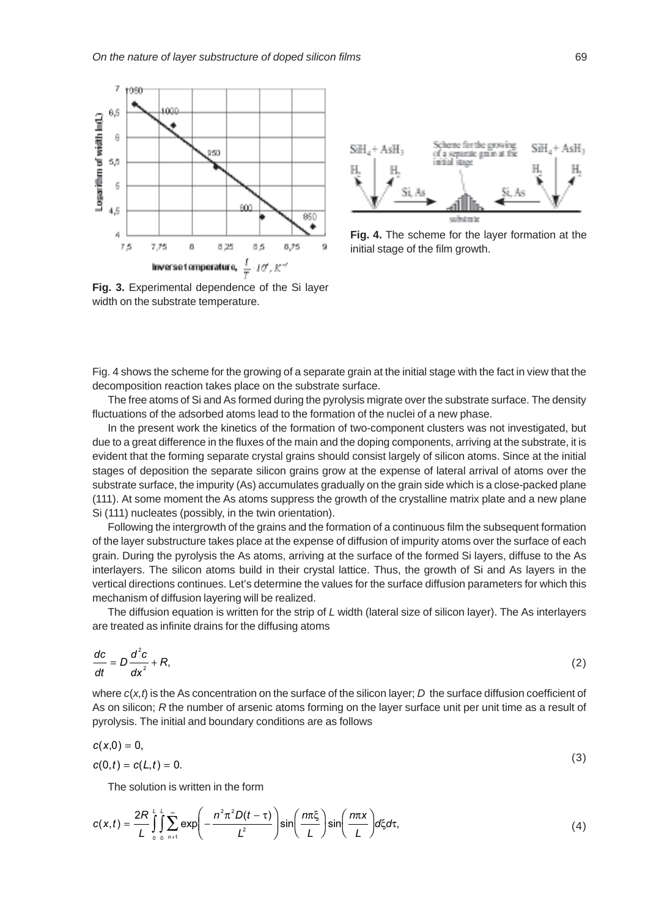Fig. 3. Experimental dependence of the Si layer width on the substrate temperature.

Fig. 4. The scheme for the layer formation at the initial stage of the film growth.

Fig. 4 shows the scheme for the growing of a separate grain at the initial stage with the fact in view that the decomposition reaction takes place on the substrate surface.

The free atoms of Si and As formed during the pyrolysis migrate over the substrate surface. The density fluctuations of the adsorbed atoms lead to the formation of the nuclei of a new phase.

In the present work the kinetics of the formation of two-component clusters was not investigated, but due to a great difference in the fluxes of the main and the doping components, arriving at the substrate, it is evident that the forming separate crystal grains should consist largely of silicon atoms. Since at the initial stages of deposition the separate silicon grains grow at the expense of lateral arrival of atoms over the substrate surface, the impurity (As) accumulates gradually on the grain side which is a close-packed plane (111). At some moment the As atoms suppress the growth of the crystalline matrix plate and a new plane Si (111) nucleates (possibly, in the twin orientation).

Following the intergrowth of the grains and the formation of a continuous film the subsequent formation of the layer substructure takes place at the expense of diffusion of impurity atoms over the surface of each grain. During the pyrolysis the As atoms, arriving at the surface of the formed Si layers, diffuse to the As interlayers. The silicon atoms build in their crystal lattice. Thus, the growth of Si and As layers in the vertical directions continues. Let's determine the values for the surface diffusion parameters for which this mechanism of diffusion layering will be realized.

The diffusion equation is written for the strip of $L$ width (lateral size of silicon layer). The As interlayers are treated as infinite drains for the diffusing atoms

$$\frac{dc}{dt} = D\frac{d^2c}{dx^2} + R, \tag{2}$$

where $c(x,t)$ is the As concentration on the surface of the silicon layer; $D$ the surface diffusion coefficient of As on silicon; $R$ the number of arsenic atoms forming on the layer surface unit per unit time as a result of pyrolysis. The initial and boundary conditions are as follows

$$c(x,0) = 0,$$
$$c(0,t) = c(L,t) = 0. \tag{3}$$

The solution is written in the form

$$c(x,t) = \frac{2R}{L}\int_0^L\int_0^L\sum_{n+1}^{\infty}\exp\left(-\frac{n^2\pi^2 D(t-\tau)}{L^2}\right)\sin\left(\frac{n\pi\xi}{L}\right)\sin\left(\frac{n\pi x}{L}\right)d\xi d\tau, \tag{4}$$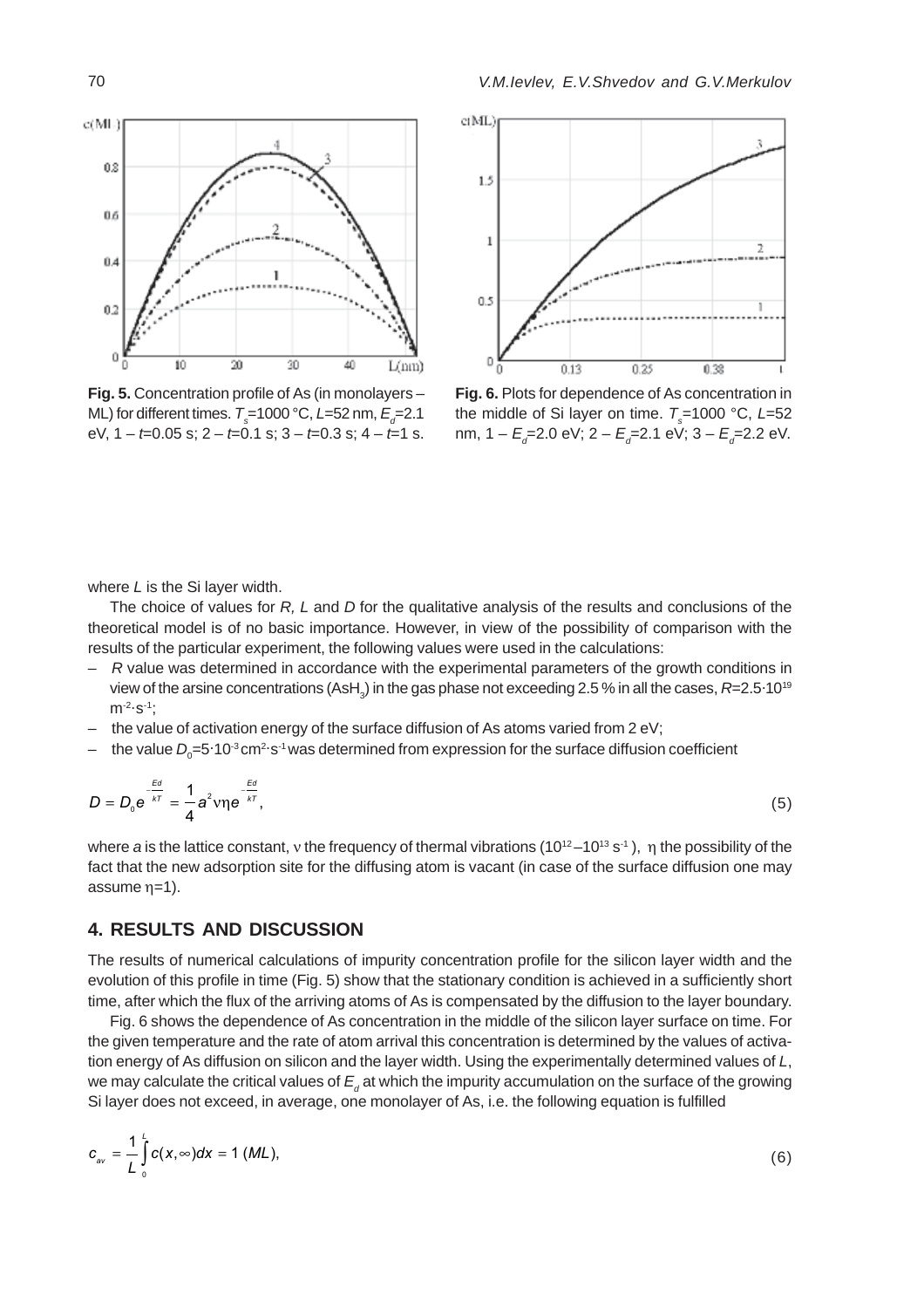**Fig. 5.** Concentration profile of As (in monolayers – ML) for different times. $T_s$=1000 °C, $L$=52 nm, $E_d$=2.1 eV, 1 – $t$=0.05 s; 2 – $t$=0.1 s; 3 – $t$=0.3 s; 4 – $t$=1 s.

**Fig. 6.** Plots for dependence of As concentration in the middle of Si layer on time. $T_s$=1000 °C, $L$=52 nm, 1 – $E_d$=2.0 eV; 2 – $E_d$=2.1 eV; 3 – $E_d$=2.2 eV.

where $L$ is the Si layer width.

The choice of values for $R$, $L$ and $D$ for the qualitative analysis of the results and conclusions of the theoretical model is of no basic importance. However, in view of the possibility of comparison with the results of the particular experiment, the following values were used in the calculations:

– $R$ value was determined in accordance with the experimental parameters of the growth conditions in view of the arsine concentrations ($AsH_3$) in the gas phase not exceeding 2.5 % in all the cases, $R=2.5\cdot10^{19}$ $m^{-2}\cdot s^{-1}$;

– the value of activation energy of the surface diffusion of As atoms varied from 2 eV;

– the value $D_0=5\cdot10^{-3}$ $cm^2\cdot s^{-1}$ was determined from expression for the surface diffusion coefficient

$$D = D_0 e^{-\frac{Ed}{kT}} = \frac{1}{4} a^2 \nu \eta e^{-\frac{Ed}{kT}}, \tag{5}$$

where $a$ is the lattice constant, $\nu$ the frequency of thermal vibrations ($10^{12}$–$10^{13}$ $s^{-1}$), $\eta$ the possibility of the fact that the new adsorption site for the diffusing atom is vacant (in case of the surface diffusion one may assume $\eta$=1).

## 4. RESULTS AND DISCUSSION

The results of numerical calculations of impurity concentration profile for the silicon layer width and the evolution of this profile in time (Fig. 5) show that the stationary condition is achieved in a sufficiently short time, after which the flux of the arriving atoms of As is compensated by the diffusion to the layer boundary.

Fig. 6 shows the dependence of As concentration in the middle of the silicon layer surface on time. For the given temperature and the rate of atom arrival this concentration is determined by the values of activation energy of As diffusion on silicon and the layer width. Using the experimentally determined values of $L$, we may calculate the critical values of $E_d$ at which the impurity accumulation on the surface of the growing Si layer does not exceed, in average, one monolayer of As, i.e. the following equation is fulfilled

$$c_{av} = \frac{1}{L}\int_0^L c(x,\infty)dx = 1 \ (ML), \tag{6}$$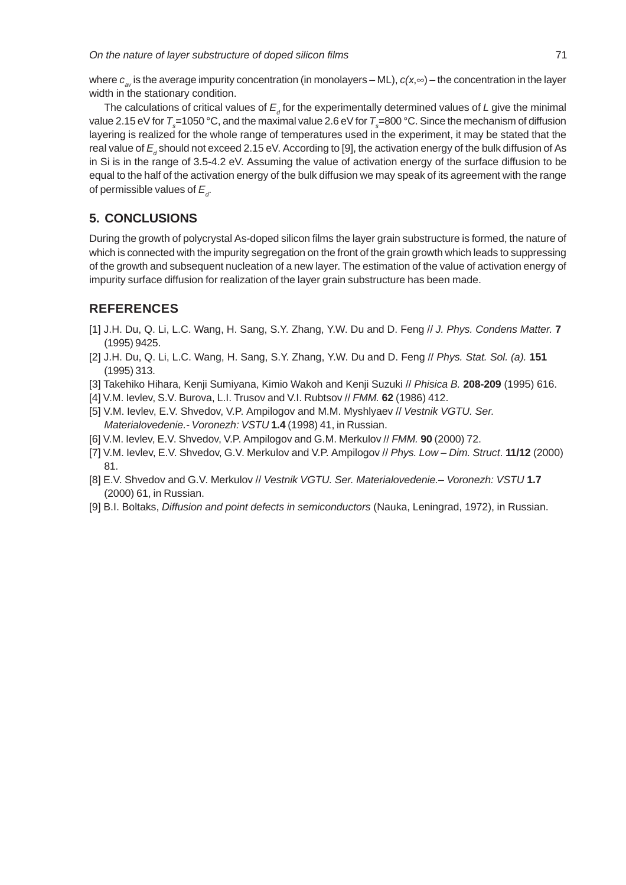where $c_{av}$ is the average impurity concentration (in monolayers – ML), $c(x,\infty)$ – the concentration in the layer width in the stationary condition.

The calculations of critical values of $E_d$ for the experimentally determined values of $L$ give the minimal value 2.15 eV for $T_s$=1050 °C, and the maximal value 2.6 eV for $T_s$=800 °C. Since the mechanism of diffusion layering is realized for the whole range of temperatures used in the experiment, it may be stated that the real value of $E_d$ should not exceed 2.15 eV. According to [9], the activation energy of the bulk diffusion of As in Si is in the range of 3.5-4.2 eV. Assuming the value of activation energy of the surface diffusion to be equal to the half of the activation energy of the bulk diffusion we may speak of its agreement with the range of permissible values of $E_d$.

## 5. CONCLUSIONS

During the growth of polycrystal As-doped silicon films the layer grain substructure is formed, the nature of which is connected with the impurity segregation on the front of the grain growth which leads to suppressing of the growth and subsequent nucleation of a new layer. The estimation of the value of activation energy of impurity surface diffusion for realization of the layer grain substructure has been made.

## REFERENCES

[1] J.H. Du, Q. Li, L.C. Wang, H. Sang, S.Y. Zhang, Y.W. Du and D. Feng // *J. Phys. Condens Matter.* **7** (1995) 9425.

[2] J.H. Du, Q. Li, L.C. Wang, H. Sang, S.Y. Zhang, Y.W. Du and D. Feng // *Phys. Stat. Sol. (a).* **151** (1995) 313.

[3] Takehiko Hihara, Kenji Sumiyana, Kimio Wakoh and Kenji Suzuki // *Phisica B.* **208-209** (1995) 616.

[4] V.M. Ievlev, S.V. Burova, L.I. Trusov and V.I. Rubtsov // *FMM.* **62** (1986) 412.

[5] V.M. Ievlev, E.V. Shvedov, V.P. Ampilogov and M.M. Myshlyaev // *Vestnik VGTU. Ser. Materialovedenie.- Voronezh: VSTU* **1.4** (1998) 41, in Russian.

[6] V.M. Ievlev, E.V. Shvedov, V.P. Ampilogov and G.M. Merkulov // *FMM.* **90** (2000) 72.

[7] V.M. Ievlev, E.V. Shvedov, G.V. Merkulov and V.P. Ampilogov // *Phys. Low – Dim. Struct*. **11/12** (2000) 81.

[8] E.V. Shvedov and G.V. Merkulov // *Vestnik VGTU. Ser. Materialovedenie.– Voronezh: VSTU* **1.7** (2000) 61, in Russian.

[9] B.I. Boltaks, *Diffusion and point defects in semiconductors* (Nauka, Leningrad, 1972), in Russian.